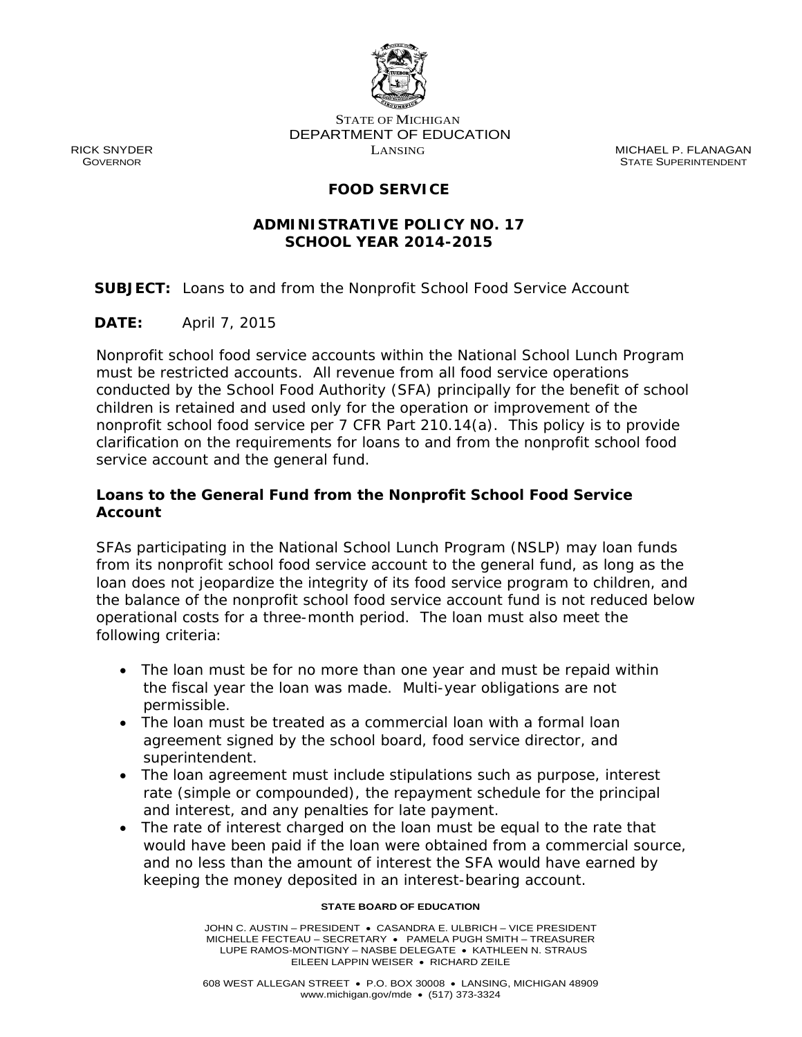STATE OF MICHIGAN
DEPARTMENT OF EDUCATION
LANSING

RICK SNYDER
GOVERNOR

MICHAEL P. FLANAGAN
STATE SUPERINTENDENT

# FOOD SERVICE

## ADMINISTRATIVE POLICY NO. 17
## SCHOOL YEAR 2014-2015

**SUBJECT:** Loans to and from the Nonprofit School Food Service Account

**DATE:** April 7, 2015

Nonprofit school food service accounts within the National School Lunch Program must be restricted accounts. All revenue from all food service operations conducted by the School Food Authority (SFA) principally for the benefit of school children is retained and used only for the operation or improvement of the nonprofit school food service per 7 CFR Part 210.14(a). This policy is to provide clarification on the requirements for loans to and from the nonprofit school food service account and the general fund.

### Loans to the General Fund from the Nonprofit School Food Service Account

SFAs participating in the National School Lunch Program (NSLP) may loan funds from its nonprofit school food service account to the general fund, as long as the loan does not jeopardize the integrity of its food service program to children, and the balance of the nonprofit school food service account fund is not reduced below operational costs for a three-month period. The loan must also meet the following criteria:

- The loan must be for no more than one year and must be repaid within the fiscal year the loan was made. Multi-year obligations are not permissible.
- The loan must be treated as a commercial loan with a formal loan agreement signed by the school board, food service director, and superintendent.
- The loan agreement must include stipulations such as purpose, interest rate (simple or compounded), the repayment schedule for the principal and interest, and any penalties for late payment.
- The rate of interest charged on the loan must be equal to the rate that would have been paid if the loan were obtained from a commercial source, and no less than the amount of interest the SFA would have earned by keeping the money deposited in an interest-bearing account.

**STATE BOARD OF EDUCATION**

JOHN C. AUSTIN – PRESIDENT • CASANDRA E. ULBRICH – VICE PRESIDENT
MICHELLE FECTEAU – SECRETARY • PAMELA PUGH SMITH – TREASURER
LUPE RAMOS-MONTIGNY – NASBE DELEGATE • KATHLEEN N. STRAUS
EILEEN LAPPIN WEISER • RICHARD ZEILE

608 WEST ALLEGAN STREET • P.O. BOX 30008 • LANSING, MICHIGAN 48909
www.michigan.gov/mde • (517) 373-3324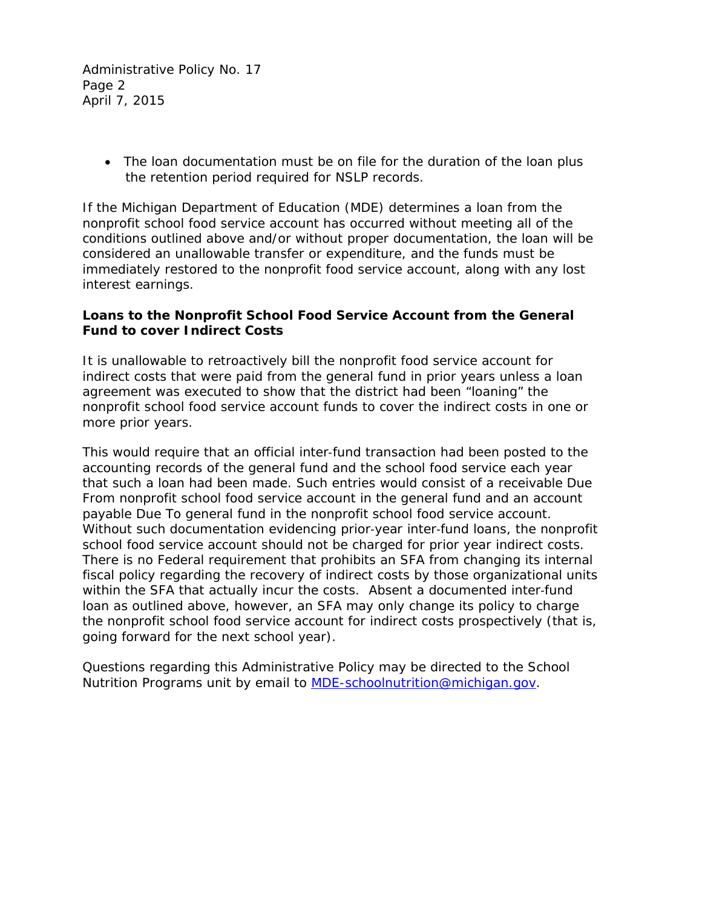- The loan documentation must be on file for the duration of the loan plus the retention period required for NSLP records.

If the Michigan Department of Education (MDE) determines a loan from the nonprofit school food service account has occurred without meeting all of the conditions outlined above and/or without proper documentation, the loan will be considered an unallowable transfer or expenditure, and the funds must be immediately restored to the nonprofit food service account, along with any lost interest earnings.

**Loans to the Nonprofit School Food Service Account from the General Fund to cover Indirect Costs**

It is unallowable to retroactively bill the nonprofit food service account for indirect costs that were paid from the general fund in prior years unless a loan agreement was executed to show that the district had been "loaning" the nonprofit school food service account funds to cover the indirect costs in one or more prior years.

This would require that an official inter-fund transaction had been posted to the accounting records of the general fund and the school food service each year that such a loan had been made. Such entries would consist of a receivable Due From nonprofit school food service account in the general fund and an account payable Due To general fund in the nonprofit school food service account. Without such documentation evidencing prior-year inter-fund loans, the nonprofit school food service account should not be charged for prior year indirect costs. There is no Federal requirement that prohibits an SFA from changing its internal fiscal policy regarding the recovery of indirect costs by those organizational units within the SFA that actually incur the costs. Absent a documented inter-fund loan as outlined above, however, an SFA may only change its policy to charge the nonprofit school food service account for indirect costs prospectively (that is, going forward for the next school year).

Questions regarding this Administrative Policy may be directed to the School Nutrition Programs unit by email to MDE-schoolnutrition@michigan.gov.